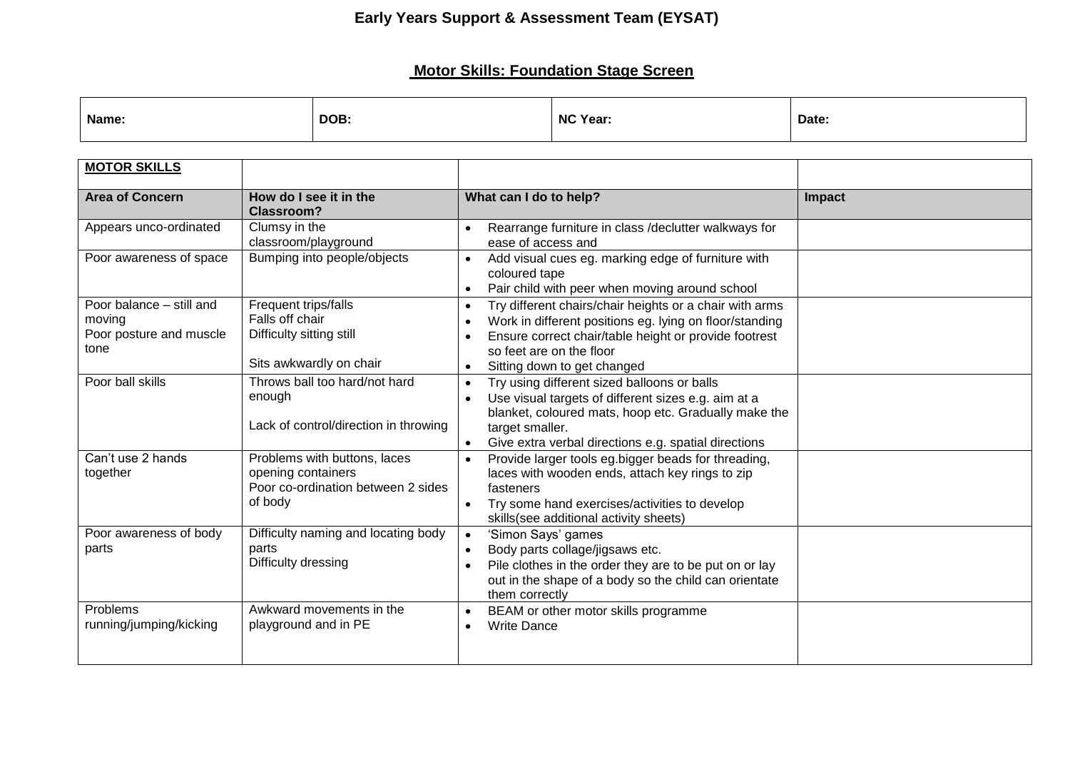# Early Years Support & Assessment Team (EYSAT)

## Motor Skills: Foundation Stage Screen

| Name: | DOB: | NC Year: | Date: |
|---|---|---|---|

| **MOTOR SKILLS** | | | |
|---|---|---|---|
| **Area of Concern** | **How do I see it in the Classroom?** | **What can I do to help?** | **Impact** |
| Appears unco-ordinated | Clumsy in the classroom/playground | • Rearrange furniture in class /declutter walkways for ease of access and | |
| Poor awareness of space | Bumping into people/objects | • Add visual cues eg. marking edge of furniture with coloured tape<br>• Pair child with peer when moving around school | |
| Poor balance – still and moving<br>Poor posture and muscle tone | Frequent trips/falls<br>Falls off chair<br>Difficulty sitting still<br><br>Sits awkwardly on chair | • Try different chairs/chair heights or a chair with arms<br>• Work in different positions eg. lying on floor/standing<br>• Ensure correct chair/table height or provide footrest so feet are on the floor<br>• Sitting down to get changed | |
| Poor ball skills | Throws ball too hard/not hard enough<br><br>Lack of control/direction in throwing | • Try using different sized balloons or balls<br>• Use visual targets of different sizes e.g. aim at a blanket, coloured mats, hoop etc. Gradually make the target smaller.<br>• Give extra verbal directions e.g. spatial directions | |
| Can't use 2 hands together | Problems with buttons, laces opening containers<br>Poor co-ordination between 2 sides of body | • Provide larger tools eg.bigger beads for threading, laces with wooden ends, attach key rings to zip fasteners<br>• Try some hand exercises/activities to develop skills(see additional activity sheets) | |
| Poor awareness of body parts | Difficulty naming and locating body parts<br>Difficulty dressing | • 'Simon Says' games<br>• Body parts collage/jigsaws etc.<br>• Pile clothes in the order they are to be put on or lay out in the shape of a body so the child can orientate them correctly | |
| Problems running/jumping/kicking | Awkward movements in the playground and in PE | • BEAM or other motor skills programme<br>• Write Dance | |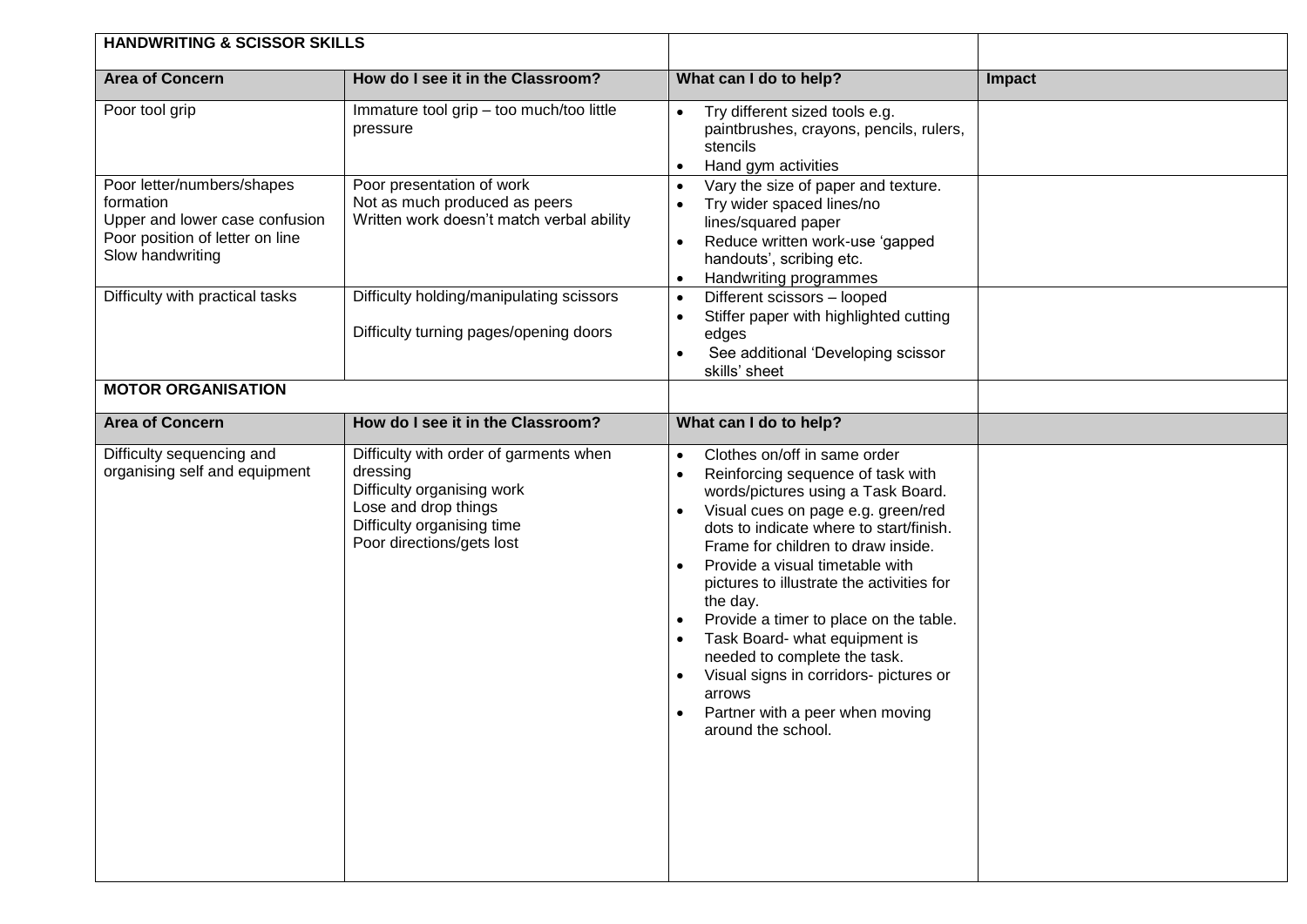| **HANDWRITING & SCISSOR SKILLS** | | | |
|---|---|---|---|
| **Area of Concern** | **How do I see it in the Classroom?** | **What can I do to help?** | **Impact** |
| Poor tool grip | Immature tool grip – too much/too little pressure | • Try different sized tools e.g. paintbrushes, crayons, pencils, rulers, stencils<br>• Hand gym activities | |
| Poor letter/numbers/shapes formation<br>Upper and lower case confusion<br>Poor position of letter on line<br>Slow handwriting | Poor presentation of work<br>Not as much produced as peers<br>Written work doesn't match verbal ability | • Vary the size of paper and texture.<br>• Try wider spaced lines/no lines/squared paper<br>• Reduce written work-use 'gapped handouts', scribing etc.<br>• Handwriting programmes | |
| Difficulty with practical tasks | Difficulty holding/manipulating scissors<br><br>Difficulty turning pages/opening doors | • Different scissors – looped<br>• Stiffer paper with highlighted cutting edges<br>• See additional 'Developing scissor skills' sheet | |
| **MOTOR ORGANISATION** | | | |
| **Area of Concern** | **How do I see it in the Classroom?** | **What can I do to help?** | |
| Difficulty sequencing and organising self and equipment | Difficulty with order of garments when dressing<br>Difficulty organising work<br>Lose and drop things<br>Difficulty organising time<br>Poor directions/gets lost | • Clothes on/off in same order<br>• Reinforcing sequence of task with words/pictures using a Task Board.<br>• Visual cues on page e.g. green/red dots to indicate where to start/finish. Frame for children to draw inside.<br>• Provide a visual timetable with pictures to illustrate the activities for the day.<br>• Provide a timer to place on the table.<br>• Task Board- what equipment is needed to complete the task.<br>• Visual signs in corridors- pictures or arrows<br>• Partner with a peer when moving around the school. | |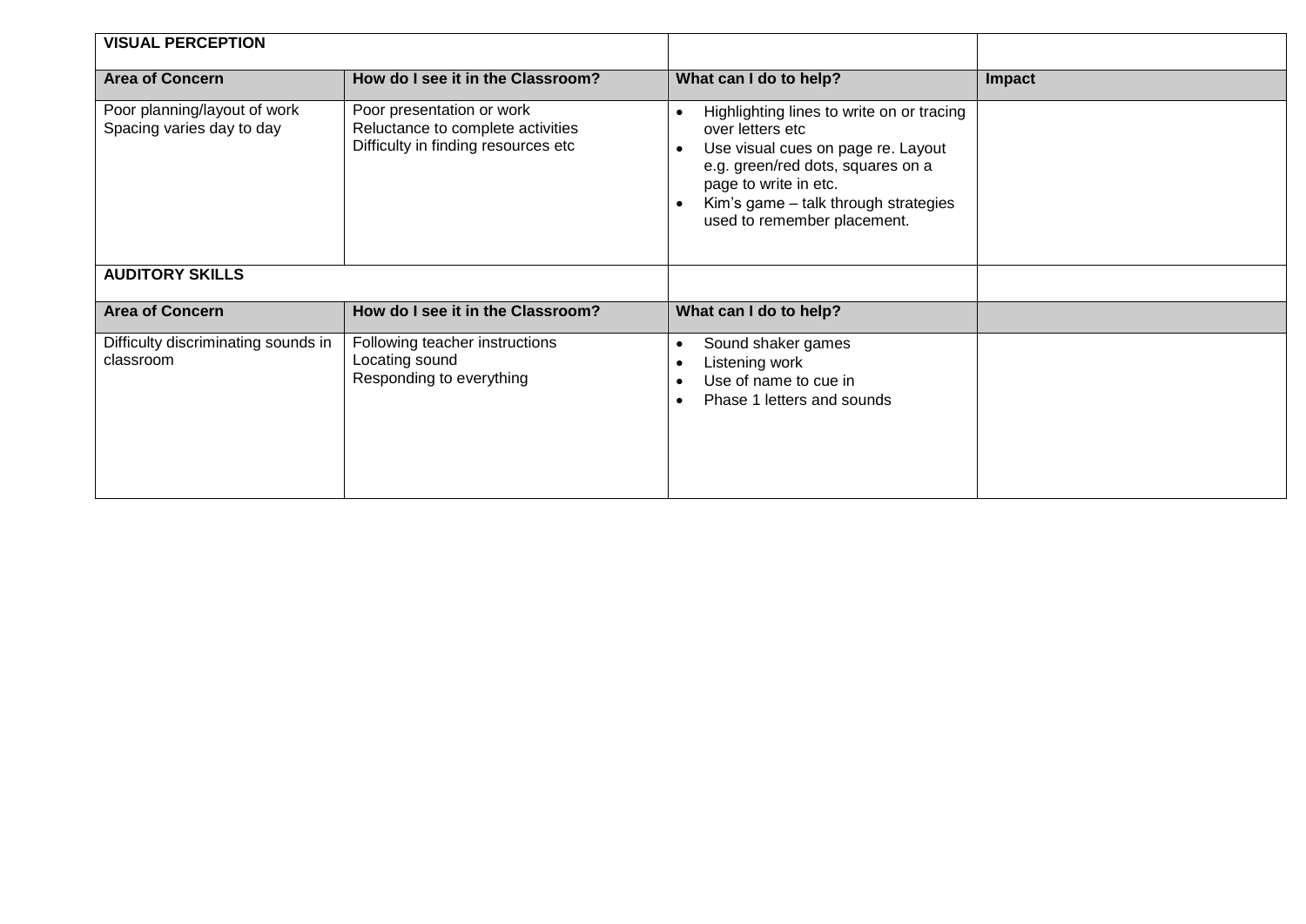| VISUAL PERCEPTION | | | |
|---|---|---|---|
| **Area of Concern** | **How do I see it in the Classroom?** | **What can I do to help?** | **Impact** |
| Poor planning/layout of work<br>Spacing varies day to day | Poor presentation or work<br>Reluctance to complete activities<br>Difficulty in finding resources etc | • Highlighting lines to write on or tracing over letters etc<br>• Use visual cues on page re. Layout e.g. green/red dots, squares on a page to write in etc.<br>• Kim's game – talk through strategies used to remember placement. | |
| **AUDITORY SKILLS** | | | |
| **Area of Concern** | **How do I see it in the Classroom?** | **What can I do to help?** | |
| Difficulty discriminating sounds in classroom | Following teacher instructions<br>Locating sound<br>Responding to everything | • Sound shaker games<br>• Listening work<br>• Use of name to cue in<br>• Phase 1 letters and sounds | |